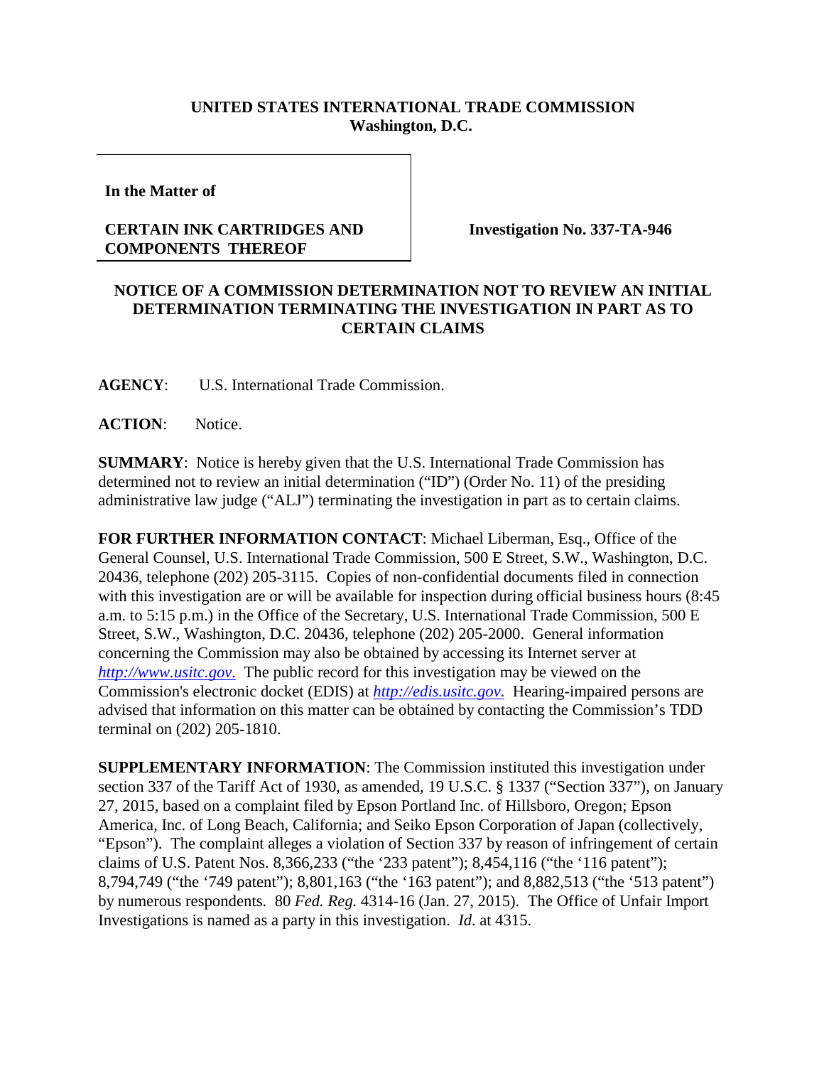**UNITED STATES INTERNATIONAL TRADE COMMISSION**
**Washington, D.C.**

| | |
|---|---|
| **In the Matter of**<br><br>**CERTAIN INK CARTRIDGES AND COMPONENTS THEREOF** | **Investigation No. 337-TA-946** |

**NOTICE OF A COMMISSION DETERMINATION NOT TO REVIEW AN INITIAL DETERMINATION TERMINATING THE INVESTIGATION IN PART AS TO CERTAIN CLAIMS**

**AGENCY**: U.S. International Trade Commission.

**ACTION**: Notice.

**SUMMARY**: Notice is hereby given that the U.S. International Trade Commission has determined not to review an initial determination ("ID") (Order No. 11) of the presiding administrative law judge ("ALJ") terminating the investigation in part as to certain claims.

**FOR FURTHER INFORMATION CONTACT**: Michael Liberman, Esq., Office of the General Counsel, U.S. International Trade Commission, 500 E Street, S.W., Washington, D.C. 20436, telephone (202) 205-3115. Copies of non-confidential documents filed in connection with this investigation are or will be available for inspection during official business hours (8:45 a.m. to 5:15 p.m.) in the Office of the Secretary, U.S. International Trade Commission, 500 E Street, S.W., Washington, D.C. 20436, telephone (202) 205-2000. General information concerning the Commission may also be obtained by accessing its Internet server at *http://www.usitc.gov*. The public record for this investigation may be viewed on the Commission's electronic docket (EDIS) at *http://edis.usitc.gov*. Hearing-impaired persons are advised that information on this matter can be obtained by contacting the Commission's TDD terminal on (202) 205-1810.

**SUPPLEMENTARY INFORMATION**: The Commission instituted this investigation under section 337 of the Tariff Act of 1930, as amended, 19 U.S.C. § 1337 ("Section 337"), on January 27, 2015, based on a complaint filed by Epson Portland Inc. of Hillsboro, Oregon; Epson America, Inc. of Long Beach, California; and Seiko Epson Corporation of Japan (collectively, "Epson"). The complaint alleges a violation of Section 337 by reason of infringement of certain claims of U.S. Patent Nos. 8,366,233 ("the '233 patent"); 8,454,116 ("the '116 patent"); 8,794,749 ("the '749 patent"); 8,801,163 ("the '163 patent"); and 8,882,513 ("the '513 patent") by numerous respondents. 80 *Fed. Reg.* 4314-16 (Jan. 27, 2015). The Office of Unfair Import Investigations is named as a party in this investigation. *Id*. at 4315.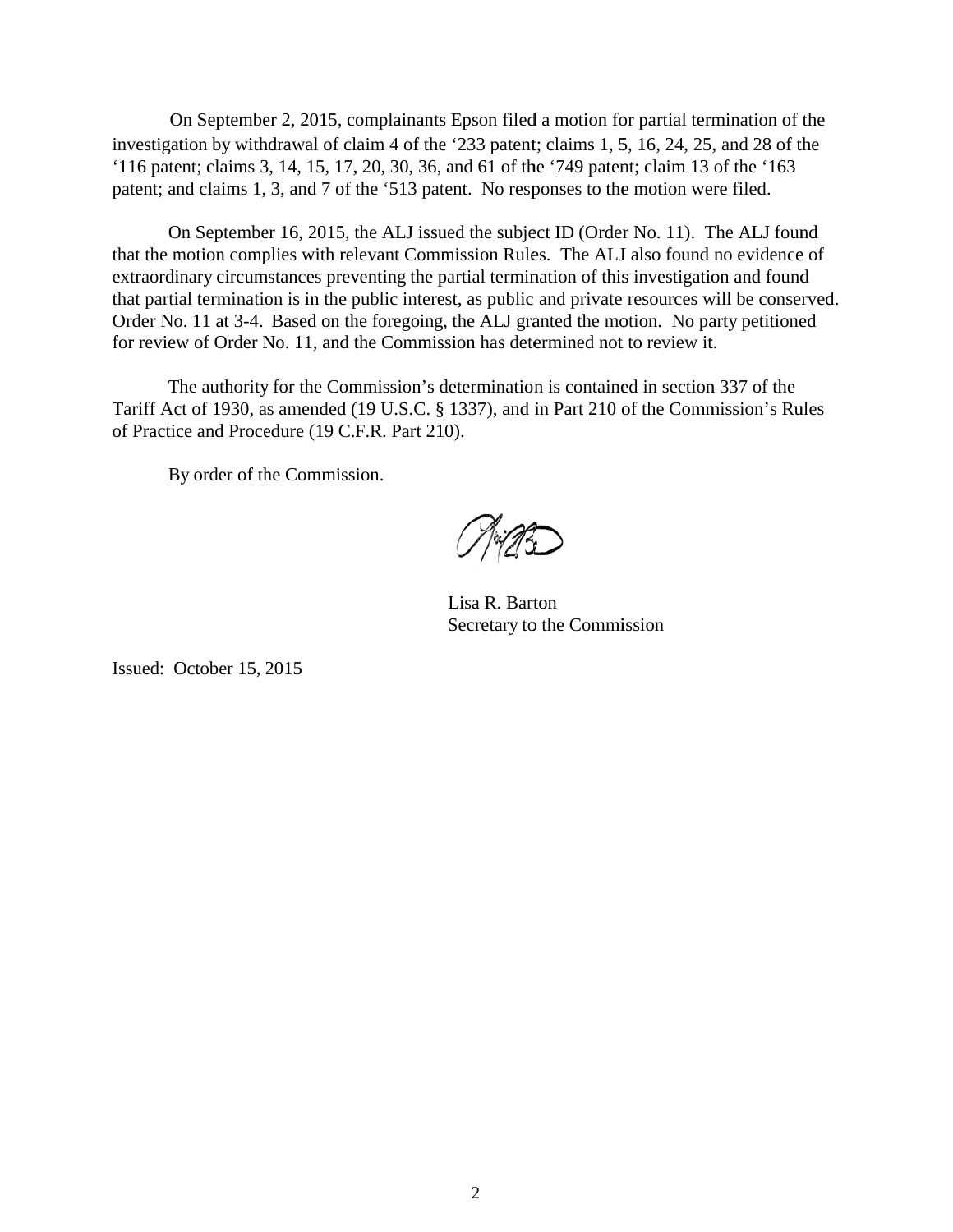On September 2, 2015, complainants Epson filed a motion for partial termination of the investigation by withdrawal of claim 4 of the '233 patent; claims 1, 5, 16, 24, 25, and 28 of the '116 patent; claims 3, 14, 15, 17, 20, 30, 36, and 61 of the '749 patent; claim 13 of the '163 patent; and claims 1, 3, and 7 of the '513 patent. No responses to the motion were filed.

On September 16, 2015, the ALJ issued the subject ID (Order No. 11). The ALJ found that the motion complies with relevant Commission Rules. The ALJ also found no evidence of extraordinary circumstances preventing the partial termination of this investigation and found that partial termination is in the public interest, as public and private resources will be conserved. Order No. 11 at 3-4. Based on the foregoing, the ALJ granted the motion. No party petitioned for review of Order No. 11, and the Commission has determined not to review it.

The authority for the Commission's determination is contained in section 337 of the Tariff Act of 1930, as amended (19 U.S.C. § 1337), and in Part 210 of the Commission's Rules of Practice and Procedure (19 C.F.R. Part 210).

By order of the Commission.

Lisa R. Barton
Secretary to the Commission

Issued: October 15, 2015